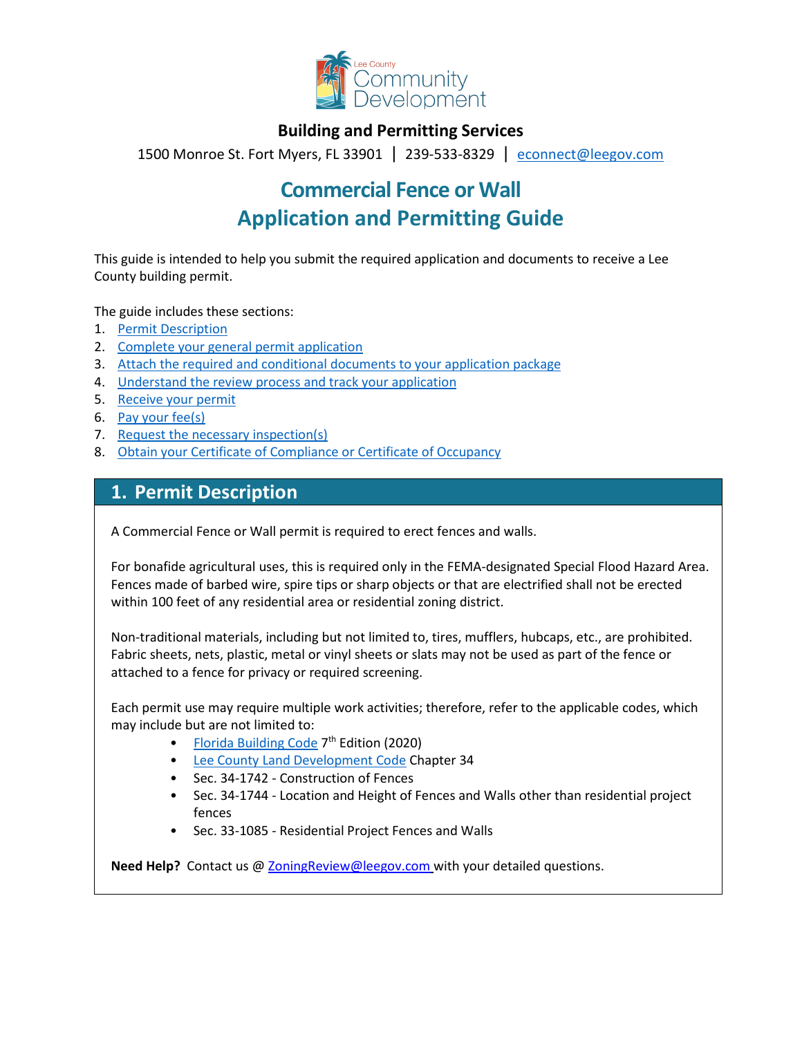Lee County Community Development

**Building and Permitting Services**

1500 Monroe St. Fort Myers, FL 33901 | 239-533-8329 | econnect@leegov.com

# Commercial Fence or Wall Application and Permitting Guide

This guide is intended to help you submit the required application and documents to receive a Lee County building permit.

The guide includes these sections:

1. Permit Description
2. Complete your general permit application
3. Attach the required and conditional documents to your application package
4. Understand the review process and track your application
5. Receive your permit
6. Pay your fee(s)
7. Request the necessary inspection(s)
8. Obtain your Certificate of Compliance or Certificate of Occupancy

## 1. Permit Description

A Commercial Fence or Wall permit is required to erect fences and walls.

For bonafide agricultural uses, this is required only in the FEMA-designated Special Flood Hazard Area. Fences made of barbed wire, spire tips or sharp objects or that are electrified shall not be erected within 100 feet of any residential area or residential zoning district.

Non-traditional materials, including but not limited to, tires, mufflers, hubcaps, etc., are prohibited. Fabric sheets, nets, plastic, metal or vinyl sheets or slats may not be used as part of the fence or attached to a fence for privacy or required screening.

Each permit use may require multiple work activities; therefore, refer to the applicable codes, which may include but are not limited to:

- Florida Building Code 7th Edition (2020)
- Lee County Land Development Code Chapter 34
- Sec. 34-1742 - Construction of Fences
- Sec. 34-1744 - Location and Height of Fences and Walls other than residential project fences
- Sec. 33-1085 - Residential Project Fences and Walls

**Need Help?** Contact us @ ZoningReview@leegov.com with your detailed questions.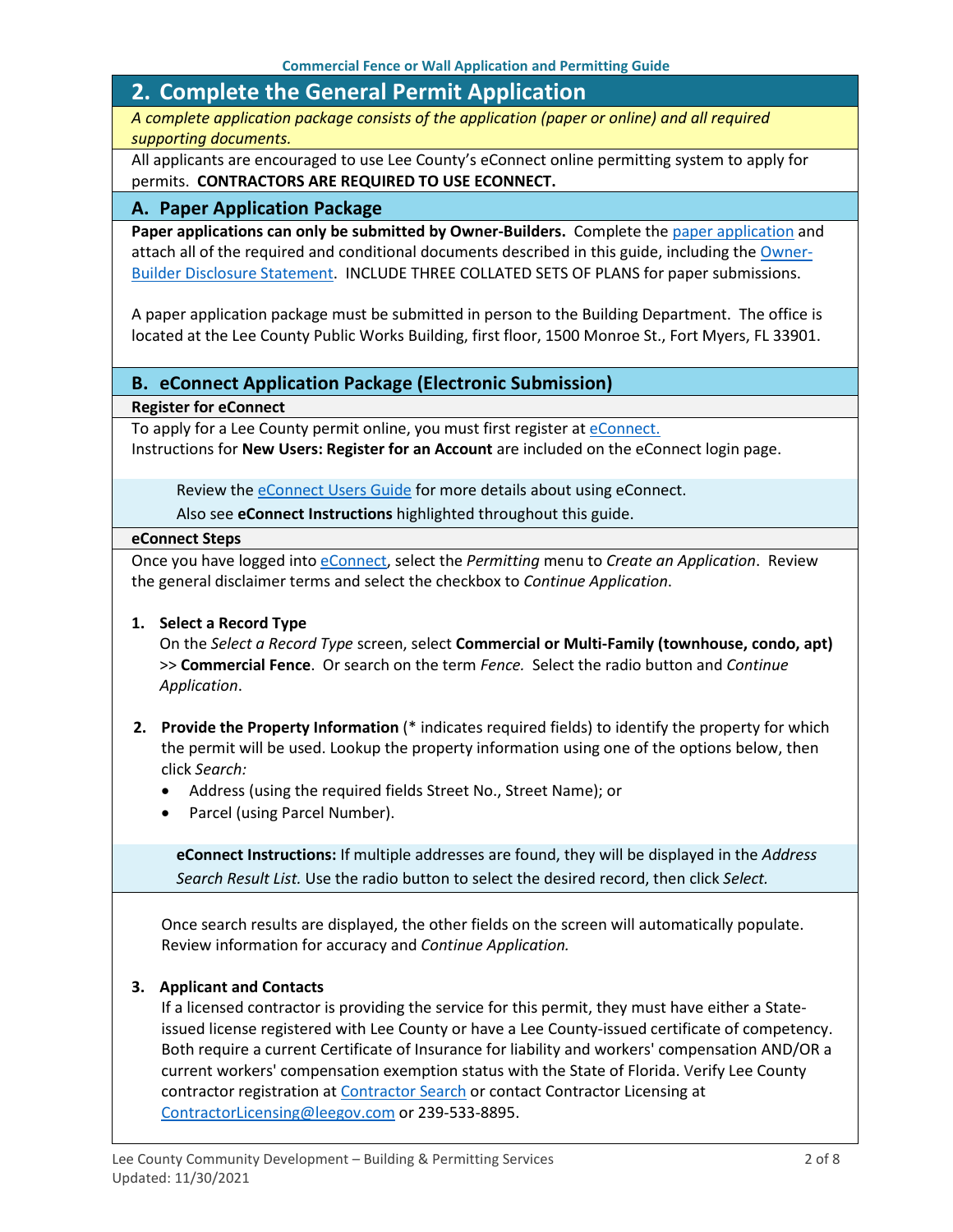## 2. Complete the General Permit Application

*A complete application package consists of the application (paper or online) and all required supporting documents.*

All applicants are encouraged to use Lee County's eConnect online permitting system to apply for permits. **CONTRACTORS ARE REQUIRED TO USE ECONNECT.**

### A. Paper Application Package

**Paper applications can only be submitted by Owner-Builders.** Complete the paper application and attach all of the required and conditional documents described in this guide, including the Owner-Builder Disclosure Statement. INCLUDE THREE COLLATED SETS OF PLANS for paper submissions.

A paper application package must be submitted in person to the Building Department. The office is located at the Lee County Public Works Building, first floor, 1500 Monroe St., Fort Myers, FL 33901.

### B. eConnect Application Package (Electronic Submission)

**Register for eConnect**

To apply for a Lee County permit online, you must first register at eConnect.
Instructions for **New Users: Register for an Account** are included on the eConnect login page.

> Review the eConnect Users Guide for more details about using eConnect.
> Also see **eConnect Instructions** highlighted throughout this guide.

**eConnect Steps**

Once you have logged into eConnect, select the *Permitting* menu to *Create an Application*. Review the general disclaimer terms and select the checkbox to *Continue Application*.

1. **Select a Record Type**
   On the *Select a Record Type* screen, select **Commercial or Multi-Family (townhouse, condo, apt)** >> **Commercial Fence**. Or search on the term *Fence.* Select the radio button and *Continue Application*.

2. **Provide the Property Information** (* indicates required fields) to identify the property for which the permit will be used. Lookup the property information using one of the options below, then click *Search:*
   - Address (using the required fields Street No., Street Name); or
   - Parcel (using Parcel Number).

   > **eConnect Instructions:** If multiple addresses are found, they will be displayed in the *Address Search Result List.* Use the radio button to select the desired record, then click *Select.*

   Once search results are displayed, the other fields on the screen will automatically populate. Review information for accuracy and *Continue Application.*

3. **Applicant and Contacts**
   If a licensed contractor is providing the service for this permit, they must have either a State-issued license registered with Lee County or have a Lee County-issued certificate of competency. Both require a current Certificate of Insurance for liability and workers' compensation AND/OR a current workers' compensation exemption status with the State of Florida. Verify Lee County contractor registration at Contractor Search or contact Contractor Licensing at ContractorLicensing@leegov.com or 239-533-8895.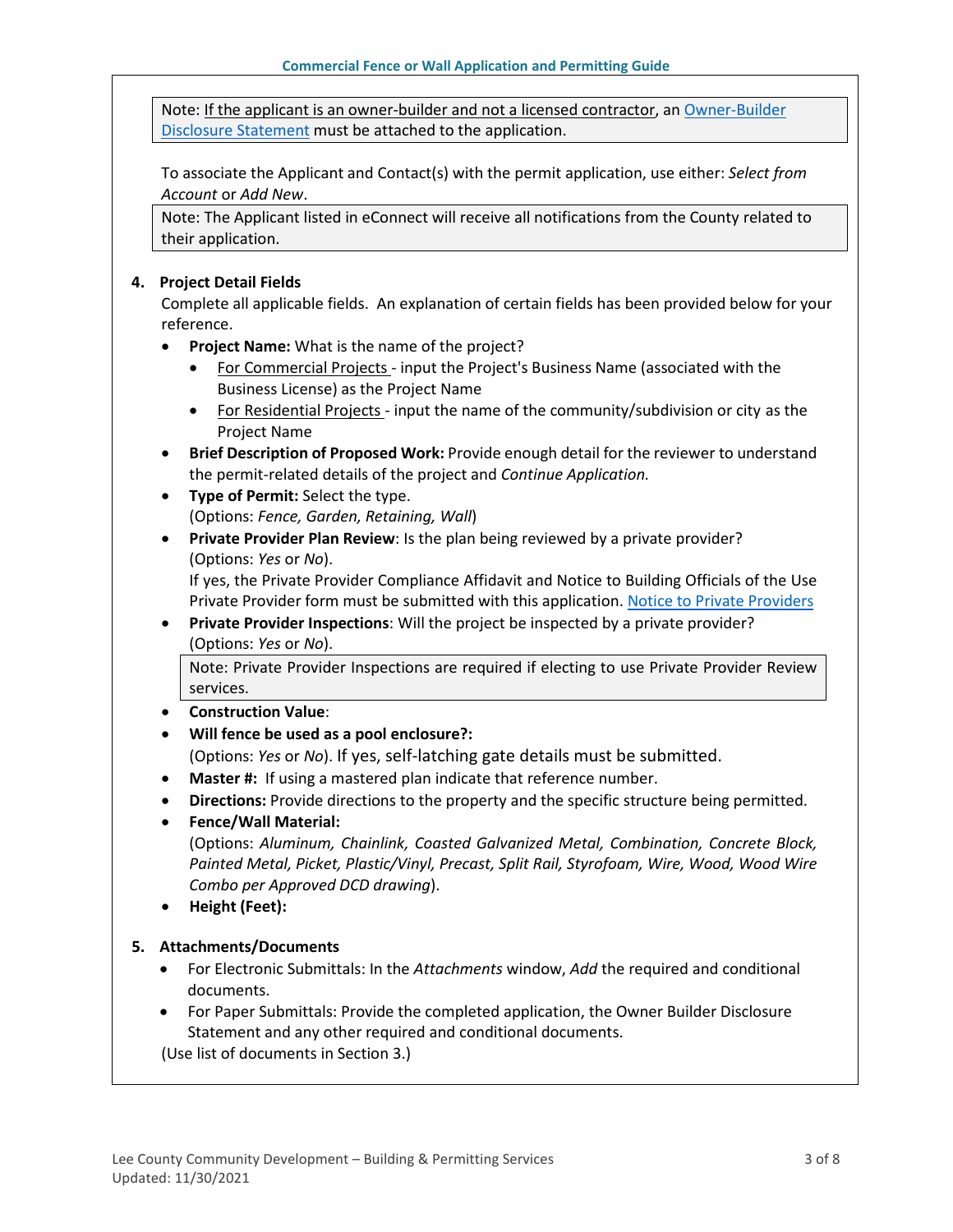Note: If the applicant is an owner-builder and not a licensed contractor, an Owner-Builder Disclosure Statement must be attached to the application.

To associate the Applicant and Contact(s) with the permit application, use either: *Select from Account* or *Add New*.

Note: The Applicant listed in eConnect will receive all notifications from the County related to their application.

**4. Project Detail Fields**

Complete all applicable fields. An explanation of certain fields has been provided below for your reference.

- **Project Name:** What is the name of the project?
  - For Commercial Projects - input the Project's Business Name (associated with the Business License) as the Project Name
  - For Residential Projects - input the name of the community/subdivision or city as the Project Name
- **Brief Description of Proposed Work:** Provide enough detail for the reviewer to understand the permit-related details of the project and *Continue Application.*
- **Type of Permit:** Select the type. (Options: *Fence, Garden, Retaining, Wall*)
- **Private Provider Plan Review**: Is the plan being reviewed by a private provider? (Options: *Yes* or *No*). If yes, the Private Provider Compliance Affidavit and Notice to Building Officials of the Use Private Provider form must be submitted with this application. Notice to Private Providers
- **Private Provider Inspections**: Will the project be inspected by a private provider? (Options: *Yes* or *No*).

  Note: Private Provider Inspections are required if electing to use Private Provider Review services.
- **Construction Value**:
- **Will fence be used as a pool enclosure?:** (Options: *Yes* or *No*). If yes, self-latching gate details must be submitted.
- **Master #:** If using a mastered plan indicate that reference number.
- **Directions:** Provide directions to the property and the specific structure being permitted.
- **Fence/Wall Material:** (Options: *Aluminum, Chainlink, Coasted Galvanized Metal, Combination, Concrete Block, Painted Metal, Picket, Plastic/Vinyl, Precast, Split Rail, Styrofoam, Wire, Wood, Wood Wire Combo per Approved DCD drawing*).
- **Height (Feet):**

**5. Attachments/Documents**

- For Electronic Submittals: In the *Attachments* window, *Add* the required and conditional documents.
- For Paper Submittals: Provide the completed application, the Owner Builder Disclosure Statement and any other required and conditional documents.

(Use list of documents in Section 3.)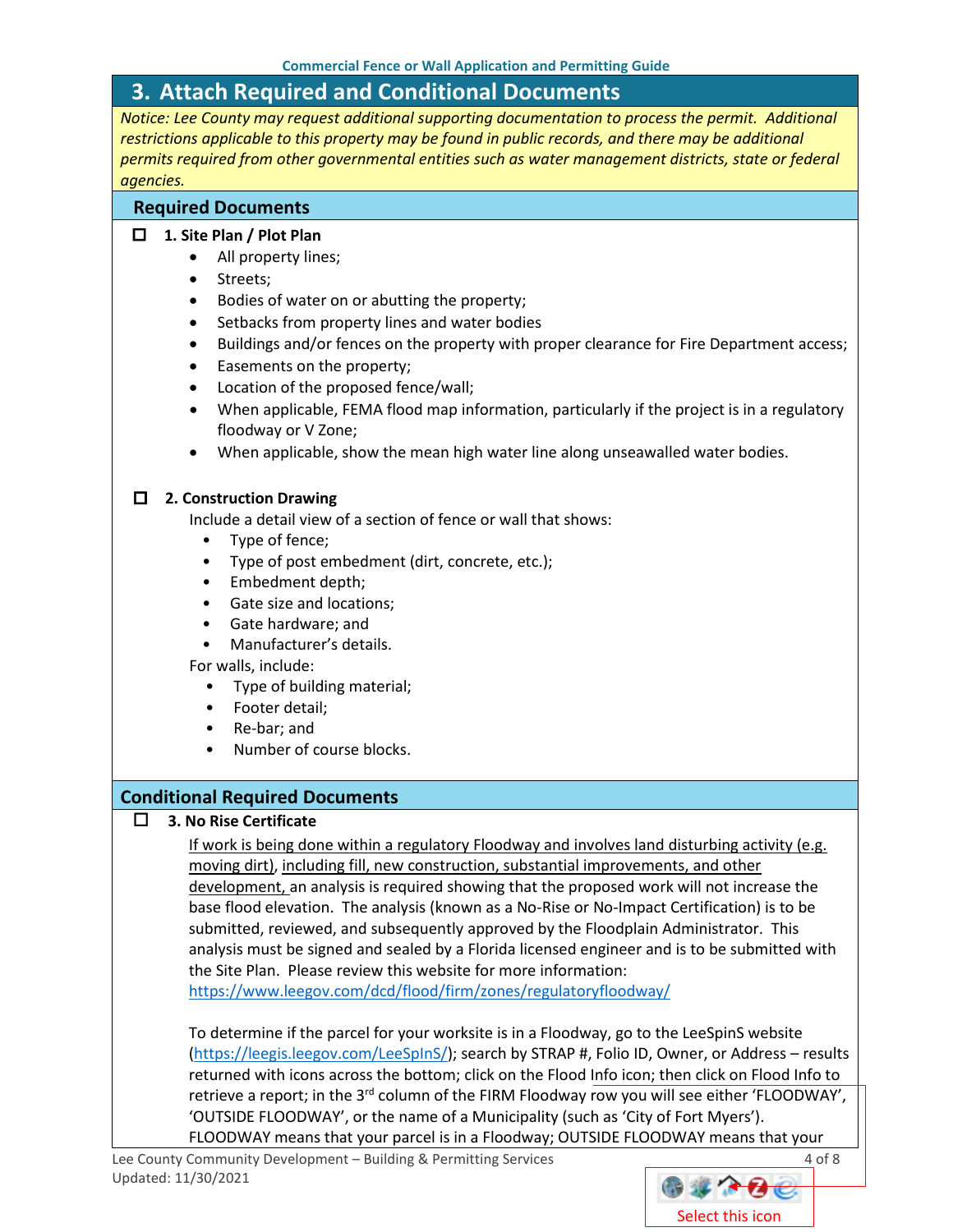## 3. Attach Required and Conditional Documents

*Notice: Lee County may request additional supporting documentation to process the permit. Additional restrictions applicable to this property may be found in public records, and there may be additional permits required from other governmental entities such as water management districts, state or federal agencies.*

### Required Documents

☐ **1. Site Plan / Plot Plan**

- All property lines;
- Streets;
- Bodies of water on or abutting the property;
- Setbacks from property lines and water bodies
- Buildings and/or fences on the property with proper clearance for Fire Department access;
- Easements on the property;
- Location of the proposed fence/wall;
- When applicable, FEMA flood map information, particularly if the project is in a regulatory floodway or V Zone;
- When applicable, show the mean high water line along unseawalled water bodies.

☐ **2. Construction Drawing**

Include a detail view of a section of fence or wall that shows:

- Type of fence;
- Type of post embedment (dirt, concrete, etc.);
- Embedment depth;
- Gate size and locations;
- Gate hardware; and
- Manufacturer's details.

For walls, include:

- Type of building material;
- Footer detail;
- Re-bar; and
- Number of course blocks.

### Conditional Required Documents

☐ **3. No Rise Certificate**

If work is being done within a regulatory Floodway and involves land disturbing activity (e.g. moving dirt), including fill, new construction, substantial improvements, and other development, an analysis is required showing that the proposed work will not increase the base flood elevation. The analysis (known as a No-Rise or No-Impact Certification) is to be submitted, reviewed, and subsequently approved by the Floodplain Administrator. This analysis must be signed and sealed by a Florida licensed engineer and is to be submitted with the Site Plan. Please review this website for more information: https://www.leegov.com/dcd/flood/firm/zones/regulatoryfloodway/

To determine if the parcel for your worksite is in a Floodway, go to the LeeSpinS website (https://leegis.leegov.com/LeeSpInS/); search by STRAP #, Folio ID, Owner, or Address – results returned with icons across the bottom; click on the Flood Info icon; then click on Flood Info to retrieve a report; in the 3rd column of the FIRM Floodway row you will see either 'FLOODWAY', 'OUTSIDE FLOODWAY', or the name of a Municipality (such as 'City of Fort Myers'). FLOODWAY means that your parcel is in a Floodway; OUTSIDE FLOODWAY means that your

Select this icon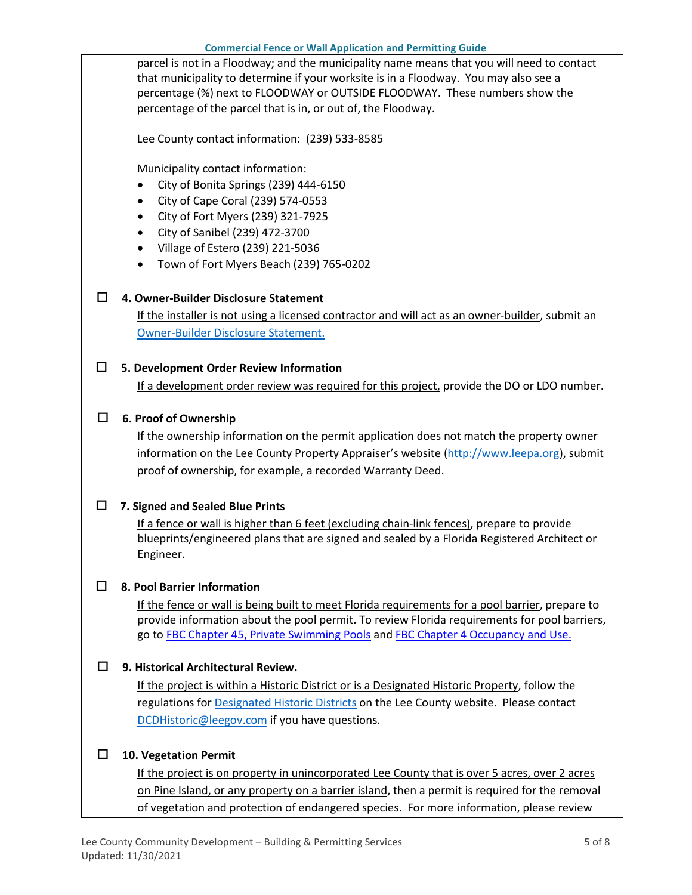parcel is not in a Floodway; and the municipality name means that you will need to contact that municipality to determine if your worksite is in a Floodway. You may also see a percentage (%) next to FLOODWAY or OUTSIDE FLOODWAY. These numbers show the percentage of the parcel that is in, or out of, the Floodway.

Lee County contact information: (239) 533-8585

Municipality contact information:

- City of Bonita Springs (239) 444-6150
- City of Cape Coral (239) 574-0553
- City of Fort Myers (239) 321-7925
- City of Sanibel (239) 472-3700
- Village of Estero (239) 221-5036
- Town of Fort Myers Beach (239) 765-0202

☐ **4. Owner-Builder Disclosure Statement**

If the installer is not using a licensed contractor and will act as an owner-builder, submit an Owner-Builder Disclosure Statement.

☐ **5. Development Order Review Information**

If a development order review was required for this project, provide the DO or LDO number.

☐ **6. Proof of Ownership**

If the ownership information on the permit application does not match the property owner information on the Lee County Property Appraiser's website (http://www.leepa.org), submit proof of ownership, for example, a recorded Warranty Deed.

☐ **7. Signed and Sealed Blue Prints**

If a fence or wall is higher than 6 feet (excluding chain-link fences), prepare to provide blueprints/engineered plans that are signed and sealed by a Florida Registered Architect or Engineer.

☐ **8. Pool Barrier Information**

If the fence or wall is being built to meet Florida requirements for a pool barrier, prepare to provide information about the pool permit. To review Florida requirements for pool barriers, go to FBC Chapter 45, Private Swimming Pools and FBC Chapter 4 Occupancy and Use.

☐ **9. Historical Architectural Review.**

If the project is within a Historic District or is a Designated Historic Property, follow the regulations for Designated Historic Districts on the Lee County website. Please contact DCDHistoric@leegov.com if you have questions.

☐ **10. Vegetation Permit**

If the project is on property in unincorporated Lee County that is over 5 acres, over 2 acres on Pine Island, or any property on a barrier island, then a permit is required for the removal of vegetation and protection of endangered species. For more information, please review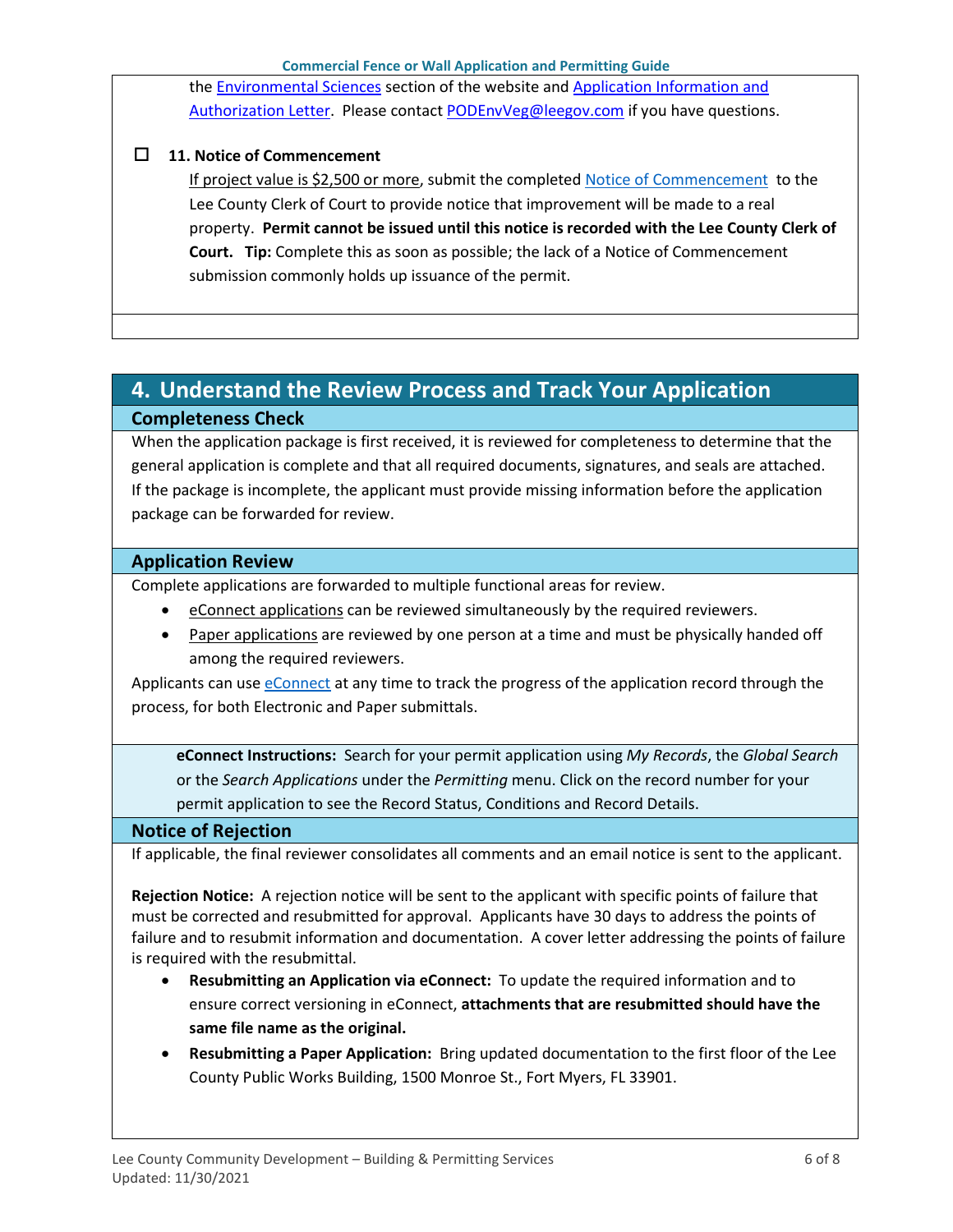the Environmental Sciences section of the website and Application Information and Authorization Letter. Please contact PODEnvVeg@leegov.com if you have questions.

☐ **11. Notice of Commencement**

If project value is $2,500 or more, submit the completed Notice of Commencement to the Lee County Clerk of Court to provide notice that improvement will be made to a real property. **Permit cannot be issued until this notice is recorded with the Lee County Clerk of Court. Tip:** Complete this as soon as possible; the lack of a Notice of Commencement submission commonly holds up issuance of the permit.

## 4. Understand the Review Process and Track Your Application

### Completeness Check

When the application package is first received, it is reviewed for completeness to determine that the general application is complete and that all required documents, signatures, and seals are attached. If the package is incomplete, the applicant must provide missing information before the application package can be forwarded for review.

### Application Review

Complete applications are forwarded to multiple functional areas for review.

- eConnect applications can be reviewed simultaneously by the required reviewers.
- Paper applications are reviewed by one person at a time and must be physically handed off among the required reviewers.

Applicants can use eConnect at any time to track the progress of the application record through the process, for both Electronic and Paper submittals.

**eConnect Instructions:** Search for your permit application using *My Records*, the *Global Search* or the *Search Applications* under the *Permitting* menu. Click on the record number for your permit application to see the Record Status, Conditions and Record Details.

### Notice of Rejection

If applicable, the final reviewer consolidates all comments and an email notice is sent to the applicant.

**Rejection Notice:** A rejection notice will be sent to the applicant with specific points of failure that must be corrected and resubmitted for approval. Applicants have 30 days to address the points of failure and to resubmit information and documentation. A cover letter addressing the points of failure is required with the resubmittal.

- **Resubmitting an Application via eConnect:** To update the required information and to ensure correct versioning in eConnect, **attachments that are resubmitted should have the same file name as the original.**
- **Resubmitting a Paper Application:** Bring updated documentation to the first floor of the Lee County Public Works Building, 1500 Monroe St., Fort Myers, FL 33901.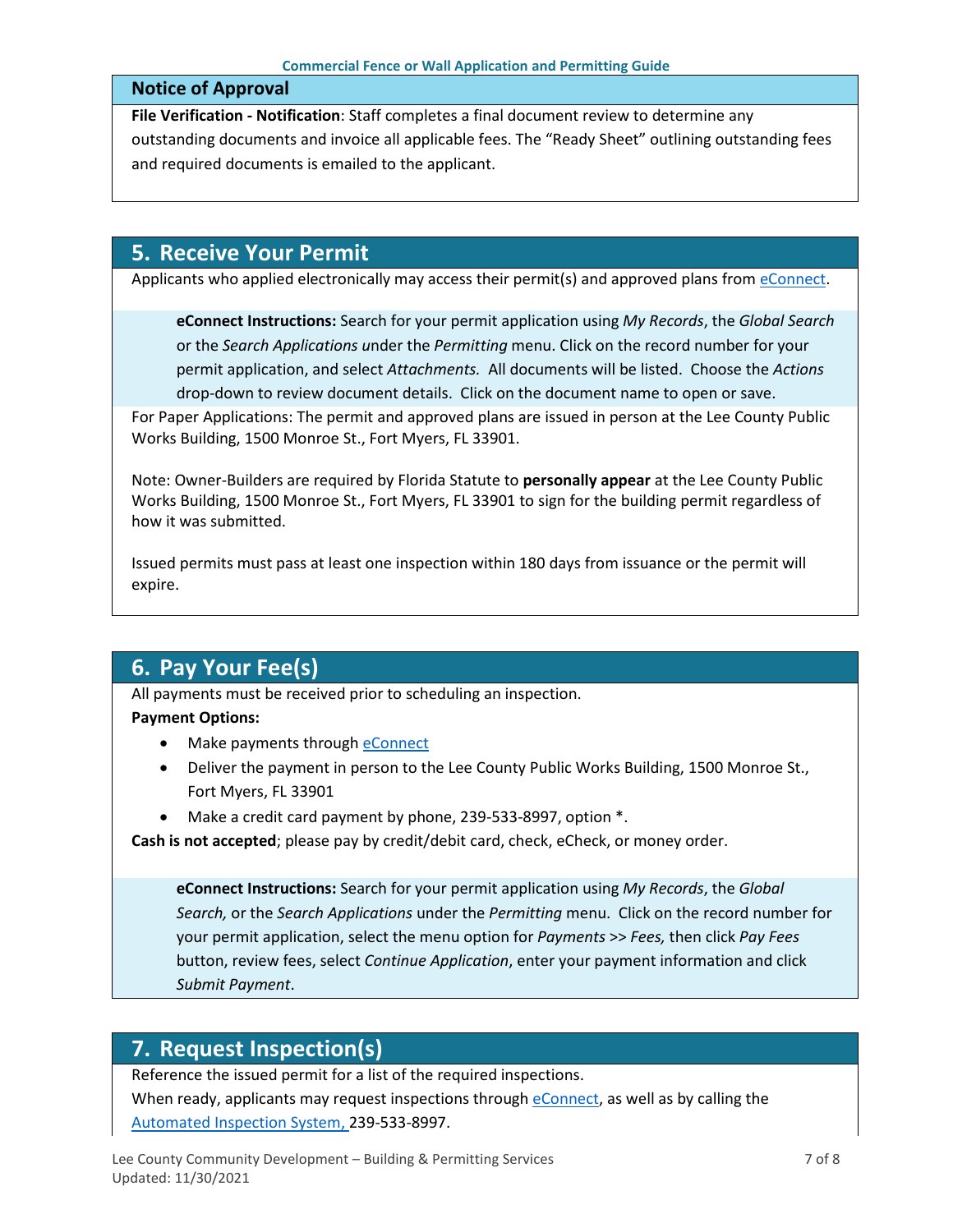### Notice of Approval

**File Verification - Notification**: Staff completes a final document review to determine any outstanding documents and invoice all applicable fees. The "Ready Sheet" outlining outstanding fees and required documents is emailed to the applicant.

## 5. Receive Your Permit

Applicants who applied electronically may access their permit(s) and approved plans from eConnect.

> **eConnect Instructions:** Search for your permit application using *My Records*, the *Global Search* or the *Search Applications* under the *Permitting* menu. Click on the record number for your permit application, and select *Attachments.* All documents will be listed. Choose the *Actions* drop-down to review document details. Click on the document name to open or save.

For Paper Applications: The permit and approved plans are issued in person at the Lee County Public Works Building, 1500 Monroe St., Fort Myers, FL 33901.

Note: Owner-Builders are required by Florida Statute to **personally appear** at the Lee County Public Works Building, 1500 Monroe St., Fort Myers, FL 33901 to sign for the building permit regardless of how it was submitted.

Issued permits must pass at least one inspection within 180 days from issuance or the permit will expire.

## 6. Pay Your Fee(s)

All payments must be received prior to scheduling an inspection.

**Payment Options:**

- Make payments through eConnect
- Deliver the payment in person to the Lee County Public Works Building, 1500 Monroe St., Fort Myers, FL 33901
- Make a credit card payment by phone, 239-533-8997, option *.

**Cash is not accepted**; please pay by credit/debit card, check, eCheck, or money order.

> **eConnect Instructions:** Search for your permit application using *My Records*, the *Global Search,* or the *Search Applications* under the *Permitting* menu. Click on the record number for your permit application, select the menu option for *Payments* >> *Fees,* then click *Pay Fees* button, review fees, select *Continue Application*, enter your payment information and click *Submit Payment*.

## 7. Request Inspection(s)

Reference the issued permit for a list of the required inspections.

When ready, applicants may request inspections through eConnect, as well as by calling the Automated Inspection System, 239-533-8997.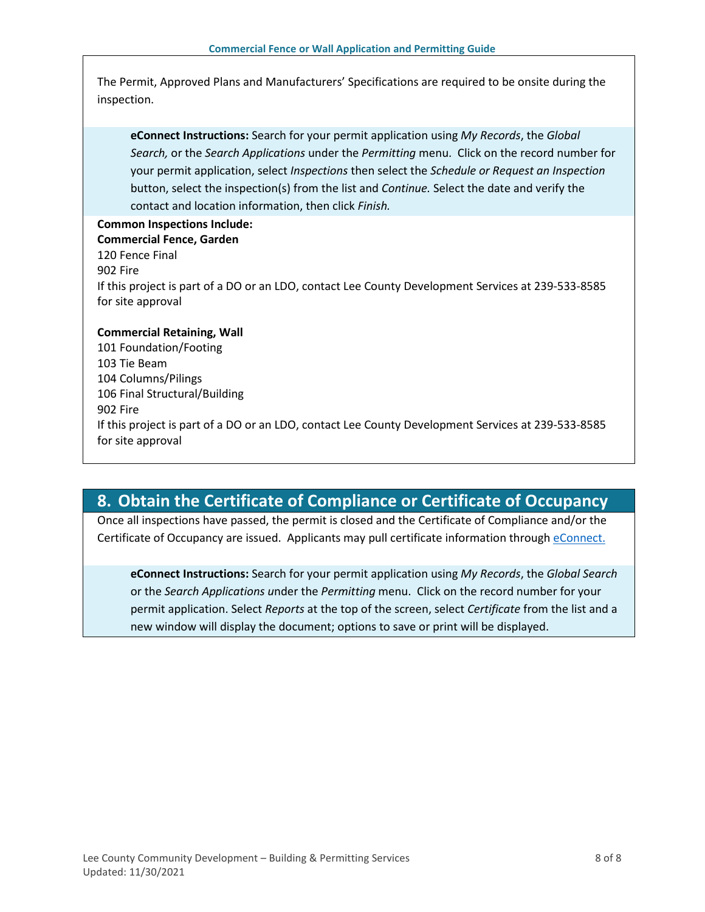The Permit, Approved Plans and Manufacturers' Specifications are required to be onsite during the inspection.

**eConnect Instructions:** Search for your permit application using *My Records*, the *Global Search,* or the *Search Applications* under the *Permitting* menu. Click on the record number for your permit application, select *Inspections* then select the *Schedule or Request an Inspection* button, select the inspection(s) from the list and *Continue.* Select the date and verify the contact and location information, then click *Finish.*

**Common Inspections Include:**

**Commercial Fence, Garden**

120 Fence Final
902 Fire
If this project is part of a DO or an LDO, contact Lee County Development Services at 239-533-8585 for site approval

**Commercial Retaining, Wall**

101 Foundation/Footing
103 Tie Beam
104 Columns/Pilings
106 Final Structural/Building
902 Fire
If this project is part of a DO or an LDO, contact Lee County Development Services at 239-533-8585 for site approval

## 8. Obtain the Certificate of Compliance or Certificate of Occupancy

Once all inspections have passed, the permit is closed and the Certificate of Compliance and/or the Certificate of Occupancy are issued. Applicants may pull certificate information through eConnect.

**eConnect Instructions:** Search for your permit application using *My Records*, the *Global Search* or the *Search Applications* under the *Permitting* menu. Click on the record number for your permit application. Select *Reports* at the top of the screen, select *Certificate* from the list and a new window will display the document; options to save or print will be displayed.